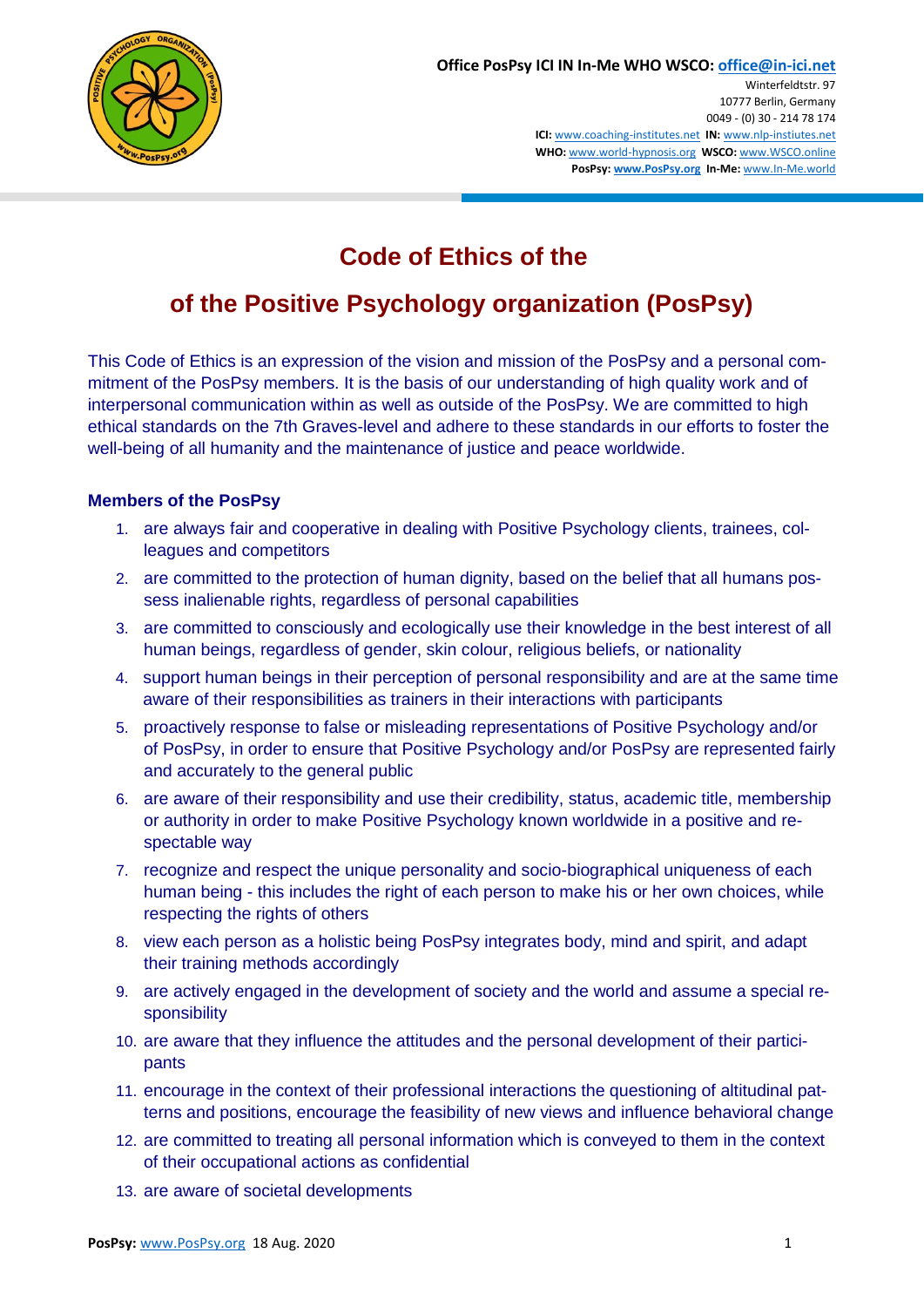**Office PosPsy ICI IN In-Me WHO WSCO: office@in-ici.net**
Winterfeldtstr. 97
10777 Berlin, Germany
0049 - (0) 30 - 214 78 174
**ICI:** www.coaching-institutes.net **IN:** www.nlp-instiutes.net
**WHO:** www.world-hypnosis.org **WSCO:** www.WSCO.online
**PosPsy:** www.PosPsy.org **In-Me:** www.In-Me.world

# Code of Ethics of the

# of the Positive Psychology organization (PosPsy)

This Code of Ethics is an expression of the vision and mission of the PosPsy and a personal commitment of the PosPsy members. It is the basis of our understanding of high quality work and of interpersonal communication within as well as outside of the PosPsy. We are committed to high ethical standards on the 7th Graves-level and adhere to these standards in our efforts to foster the well-being of all humanity and the maintenance of justice and peace worldwide.

### Members of the PosPsy

1. are always fair and cooperative in dealing with Positive Psychology clients, trainees, colleagues and competitors
2. are committed to the protection of human dignity, based on the belief that all humans possess inalienable rights, regardless of personal capabilities
3. are committed to consciously and ecologically use their knowledge in the best interest of all human beings, regardless of gender, skin colour, religious beliefs, or nationality
4. support human beings in their perception of personal responsibility and are at the same time aware of their responsibilities as trainers in their interactions with participants
5. proactively response to false or misleading representations of Positive Psychology and/or of PosPsy, in order to ensure that Positive Psychology and/or PosPsy are represented fairly and accurately to the general public
6. are aware of their responsibility and use their credibility, status, academic title, membership or authority in order to make Positive Psychology known worldwide in a positive and respectable way
7. recognize and respect the unique personality and socio-biographical uniqueness of each human being - this includes the right of each person to make his or her own choices, while respecting the rights of others
8. view each person as a holistic being PosPsy integrates body, mind and spirit, and adapt their training methods accordingly
9. are actively engaged in the development of society and the world and assume a special responsibility
10. are aware that they influence the attitudes and the personal development of their participants
11. encourage in the context of their professional interactions the questioning of altitudinal patterns and positions, encourage the feasibility of new views and influence behavioral change
12. are committed to treating all personal information which is conveyed to them in the context of their occupational actions as confidential
13. are aware of societal developments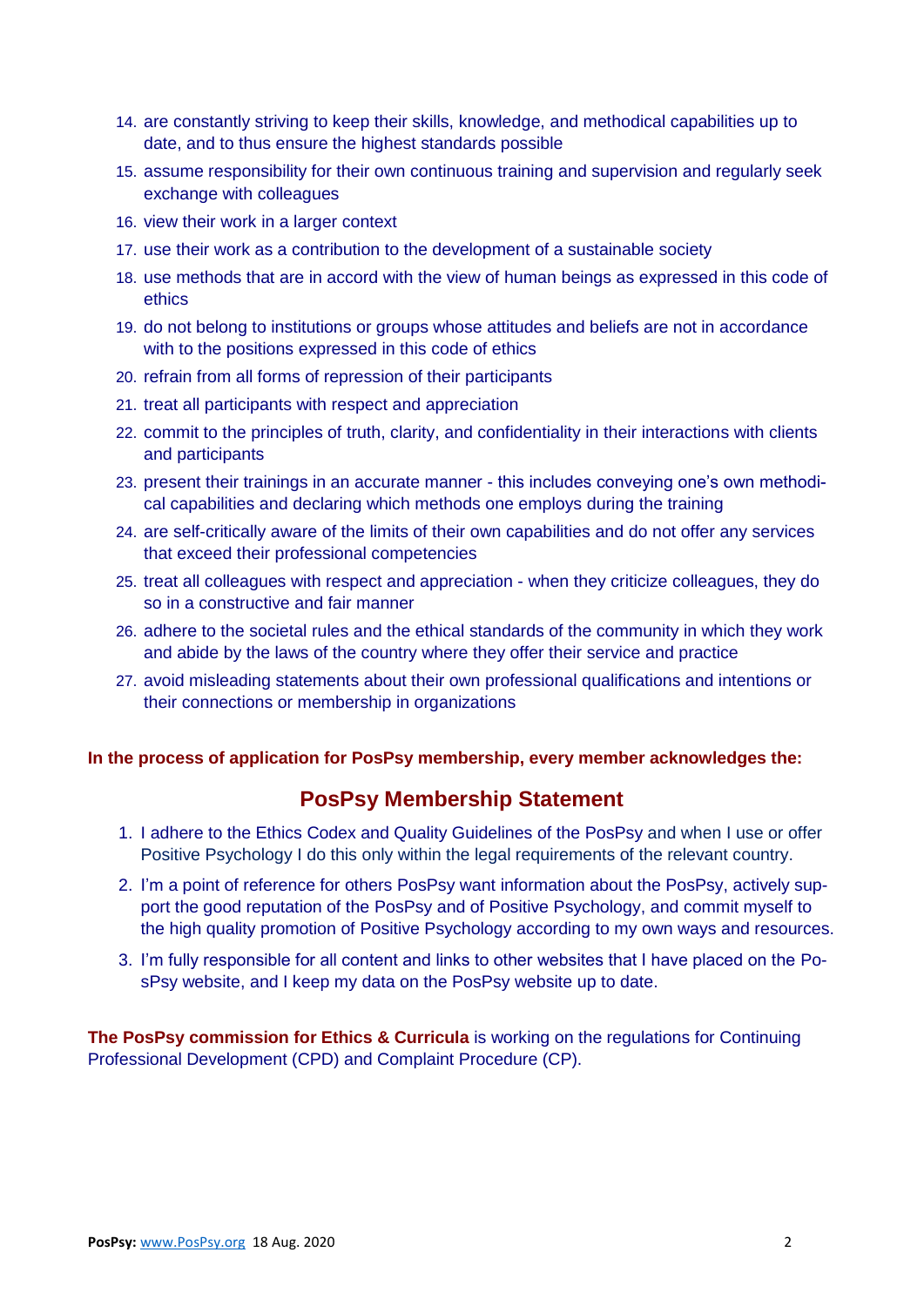14. are constantly striving to keep their skills, knowledge, and methodical capabilities up to date, and to thus ensure the highest standards possible
15. assume responsibility for their own continuous training and supervision and regularly seek exchange with colleagues
16. view their work in a larger context
17. use their work as a contribution to the development of a sustainable society
18. use methods that are in accord with the view of human beings as expressed in this code of ethics
19. do not belong to institutions or groups whose attitudes and beliefs are not in accordance with to the positions expressed in this code of ethics
20. refrain from all forms of repression of their participants
21. treat all participants with respect and appreciation
22. commit to the principles of truth, clarity, and confidentiality in their interactions with clients and participants
23. present their trainings in an accurate manner - this includes conveying one's own methodical capabilities and declaring which methods one employs during the training
24. are self-critically aware of the limits of their own capabilities and do not offer any services that exceed their professional competencies
25. treat all colleagues with respect and appreciation - when they criticize colleagues, they do so in a constructive and fair manner
26. adhere to the societal rules and the ethical standards of the community in which they work and abide by the laws of the country where they offer their service and practice
27. avoid misleading statements about their own professional qualifications and intentions or their connections or membership in organizations

**In the process of application for PosPsy membership, every member acknowledges the:**

## PosPsy Membership Statement

1. I adhere to the Ethics Codex and Quality Guidelines of the PosPsy and when I use or offer Positive Psychology I do this only within the legal requirements of the relevant country.
2. I'm a point of reference for others PosPsy want information about the PosPsy, actively support the good reputation of the PosPsy and of Positive Psychology, and commit myself to the high quality promotion of Positive Psychology according to my own ways and resources.
3. I'm fully responsible for all content and links to other websites that I have placed on the PosPsy website, and I keep my data on the PosPsy website up to date.

**The PosPsy commission for Ethics & Curricula** is working on the regulations for Continuing Professional Development (CPD) and Complaint Procedure (CP).